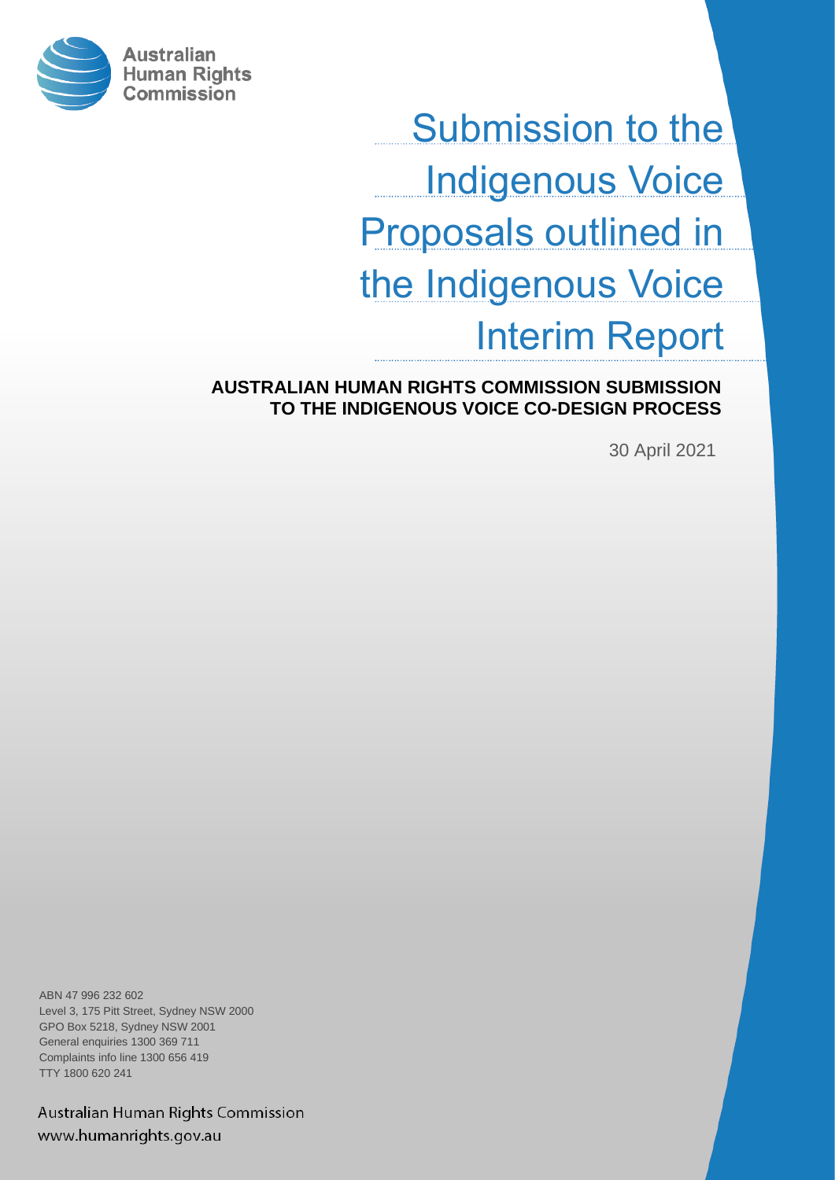Australian Human Rights Commission

# Submission to the Indigenous Voice Proposals outlined in the Indigenous Voice Interim Report

**AUSTRALIAN HUMAN RIGHTS COMMISSION SUBMISSION TO THE INDIGENOUS VOICE CO-DESIGN PROCESS**

30 April 2021

ABN 47 996 232 602
Level 3, 175 Pitt Street, Sydney NSW 2000
GPO Box 5218, Sydney NSW 2001
General enquiries 1300 369 711
Complaints info line 1300 656 419
TTY 1800 620 241

Australian Human Rights Commission
www.humanrights.gov.au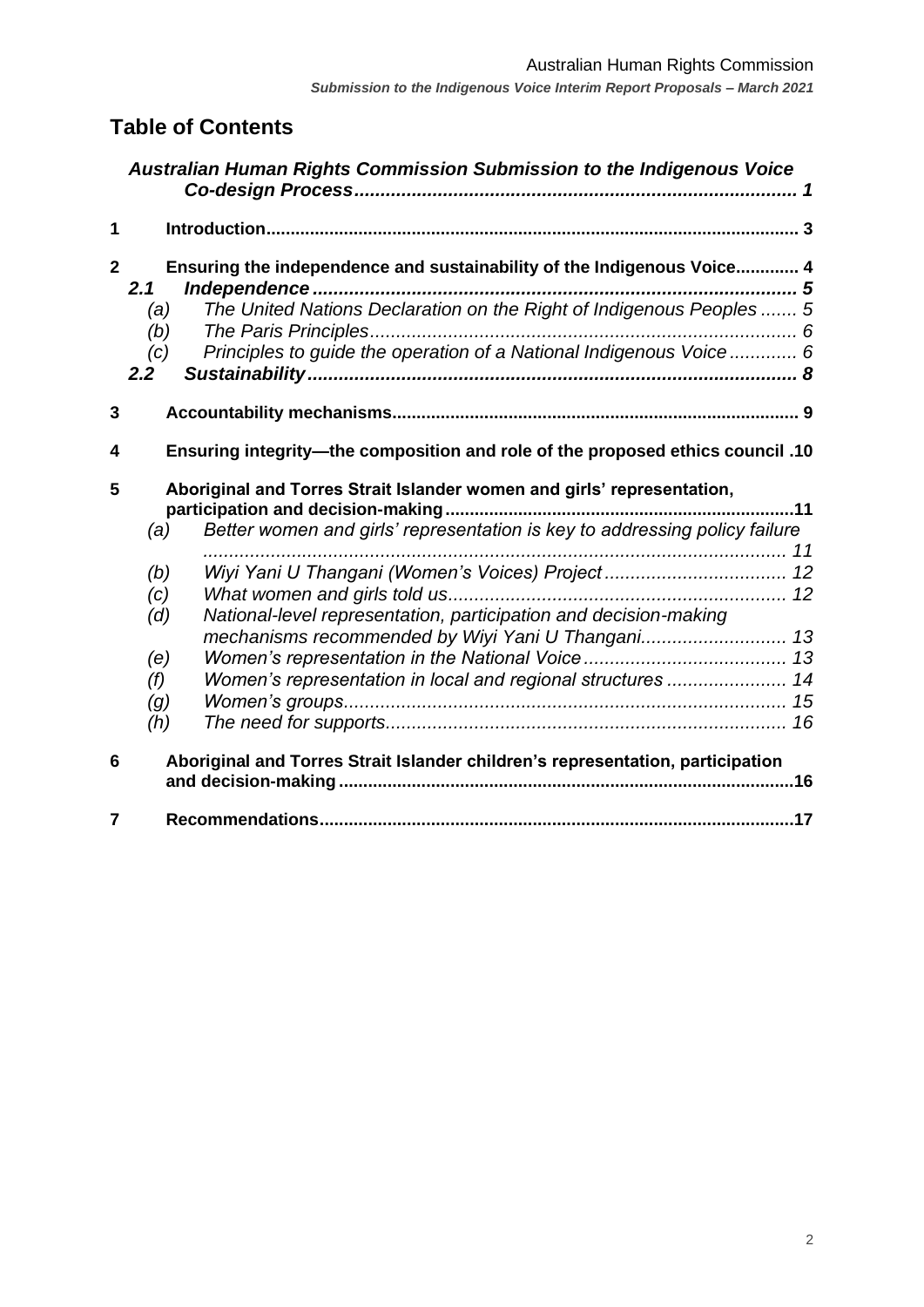# Table of Contents

*Australian Human Rights Commission Submission to the Indigenous Voice Co-design Process* ..... 1

**1 Introduction** ..... 3

**2 Ensuring the independence and sustainability of the Indigenous Voice** ..... 4

- *2.1 Independence* ..... 5
  - *(a) The United Nations Declaration on the Right of Indigenous Peoples* ..... 5
  - *(b) The Paris Principles* ..... 6
  - *(c) Principles to guide the operation of a National Indigenous Voice* ..... 6
- *2.2 Sustainability* ..... 8

**3 Accountability mechanisms** ..... 9

**4 Ensuring integrity—the composition and role of the proposed ethics council** ..... 10

**5 Aboriginal and Torres Strait Islander women and girls' representation, participation and decision-making** ..... 11

- *(a) Better women and girls' representation is key to addressing policy failure* ..... 11
- *(b) Wiyi Yani U Thangani (Women's Voices) Project* ..... 12
- *(c) What women and girls told us* ..... 12
- *(d) National-level representation, participation and decision-making mechanisms recommended by Wiyi Yani U Thangani* ..... 13
- *(e) Women's representation in the National Voice* ..... 13
- *(f) Women's representation in local and regional structures* ..... 14
- *(g) Women's groups* ..... 15
- *(h) The need for supports* ..... 16

**6 Aboriginal and Torres Strait Islander children's representation, participation and decision-making** ..... 16

**7 Recommendations** ..... 17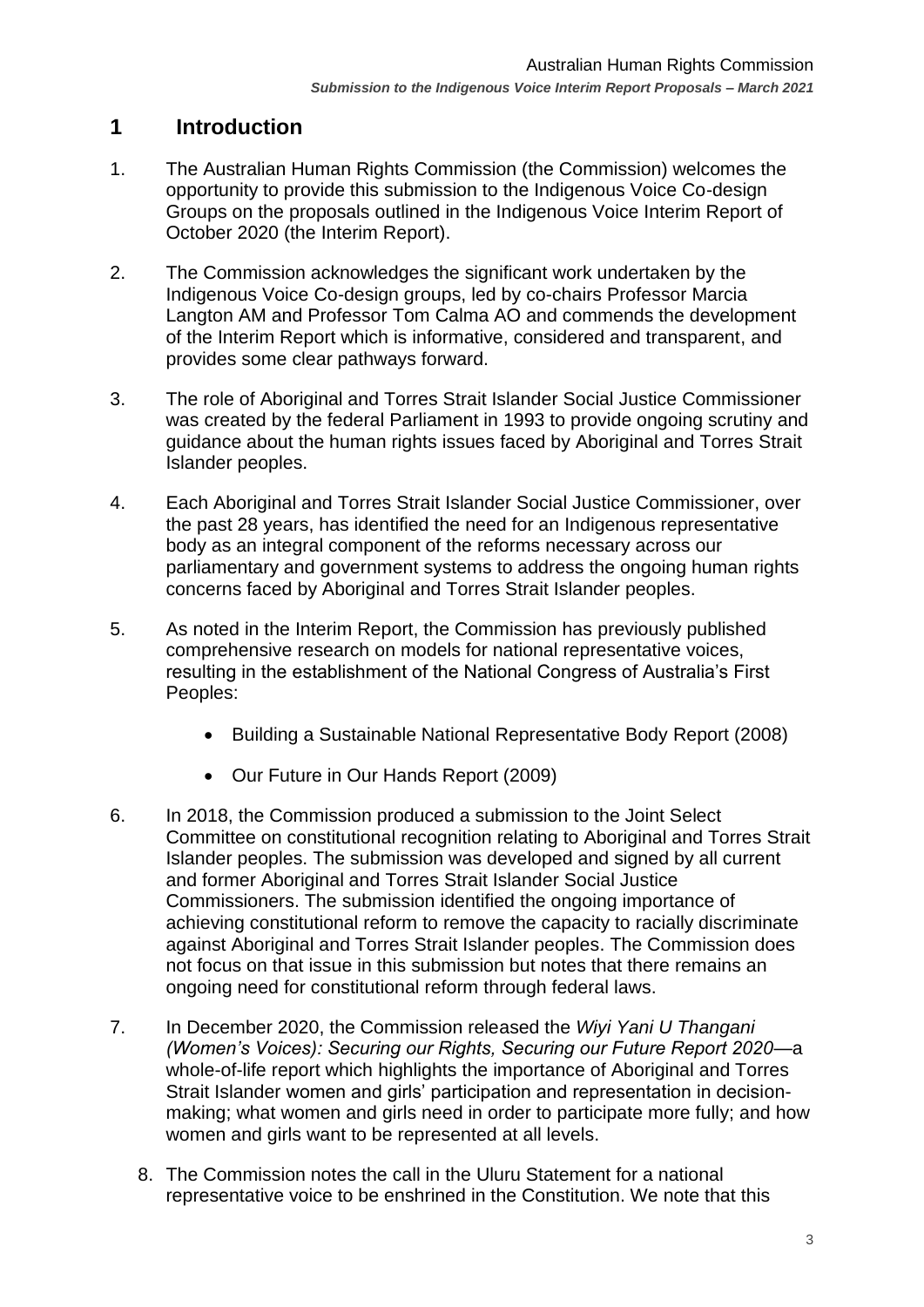## 1 Introduction

1. The Australian Human Rights Commission (the Commission) welcomes the opportunity to provide this submission to the Indigenous Voice Co-design Groups on the proposals outlined in the Indigenous Voice Interim Report of October 2020 (the Interim Report).

2. The Commission acknowledges the significant work undertaken by the Indigenous Voice Co-design groups, led by co-chairs Professor Marcia Langton AM and Professor Tom Calma AO and commends the development of the Interim Report which is informative, considered and transparent, and provides some clear pathways forward.

3. The role of Aboriginal and Torres Strait Islander Social Justice Commissioner was created by the federal Parliament in 1993 to provide ongoing scrutiny and guidance about the human rights issues faced by Aboriginal and Torres Strait Islander peoples.

4. Each Aboriginal and Torres Strait Islander Social Justice Commissioner, over the past 28 years, has identified the need for an Indigenous representative body as an integral component of the reforms necessary across our parliamentary and government systems to address the ongoing human rights concerns faced by Aboriginal and Torres Strait Islander peoples.

5. As noted in the Interim Report, the Commission has previously published comprehensive research on models for national representative voices, resulting in the establishment of the National Congress of Australia's First Peoples:

   - Building a Sustainable National Representative Body Report (2008)
   - Our Future in Our Hands Report (2009)

6. In 2018, the Commission produced a submission to the Joint Select Committee on constitutional recognition relating to Aboriginal and Torres Strait Islander peoples. The submission was developed and signed by all current and former Aboriginal and Torres Strait Islander Social Justice Commissioners. The submission identified the ongoing importance of achieving constitutional reform to remove the capacity to racially discriminate against Aboriginal and Torres Strait Islander peoples. The Commission does not focus on that issue in this submission but notes that there remains an ongoing need for constitutional reform through federal laws.

7. In December 2020, the Commission released the *Wiyi Yani U Thangani (Women's Voices): Securing our Rights, Securing our Future Report 2020*—a whole-of-life report which highlights the importance of Aboriginal and Torres Strait Islander women and girls' participation and representation in decision-making; what women and girls need in order to participate more fully; and how women and girls want to be represented at all levels.

8. The Commission notes the call in the Uluru Statement for a national representative voice to be enshrined in the Constitution. We note that this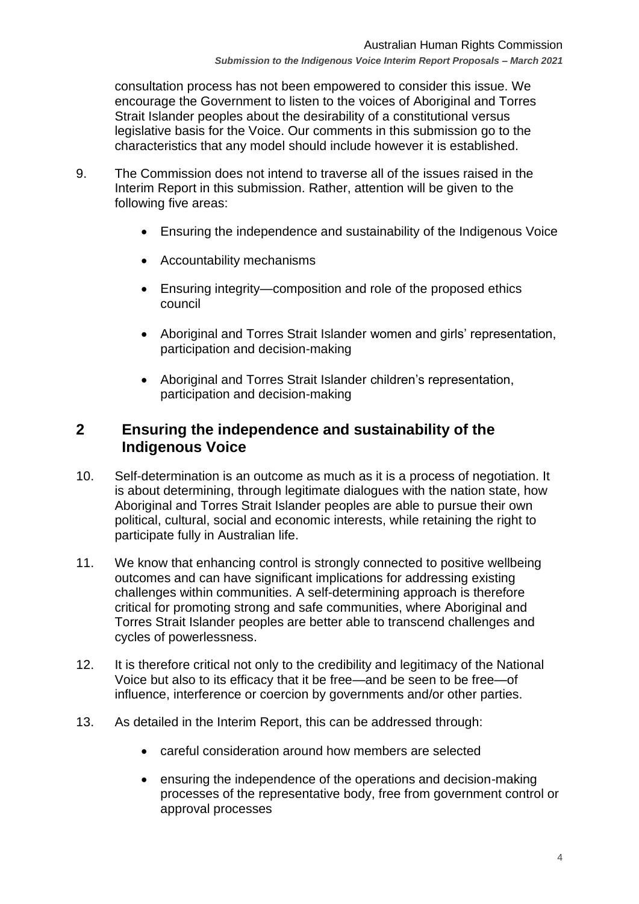consultation process has not been empowered to consider this issue. We encourage the Government to listen to the voices of Aboriginal and Torres Strait Islander peoples about the desirability of a constitutional versus legislative basis for the Voice. Our comments in this submission go to the characteristics that any model should include however it is established.

9. The Commission does not intend to traverse all of the issues raised in the Interim Report in this submission. Rather, attention will be given to the following five areas:

    - Ensuring the independence and sustainability of the Indigenous Voice
    - Accountability mechanisms
    - Ensuring integrity—composition and role of the proposed ethics council
    - Aboriginal and Torres Strait Islander women and girls' representation, participation and decision-making
    - Aboriginal and Torres Strait Islander children's representation, participation and decision-making

## 2 Ensuring the independence and sustainability of the Indigenous Voice

10. Self-determination is an outcome as much as it is a process of negotiation. It is about determining, through legitimate dialogues with the nation state, how Aboriginal and Torres Strait Islander peoples are able to pursue their own political, cultural, social and economic interests, while retaining the right to participate fully in Australian life.

11. We know that enhancing control is strongly connected to positive wellbeing outcomes and can have significant implications for addressing existing challenges within communities. A self-determining approach is therefore critical for promoting strong and safe communities, where Aboriginal and Torres Strait Islander peoples are better able to transcend challenges and cycles of powerlessness.

12. It is therefore critical not only to the credibility and legitimacy of the National Voice but also to its efficacy that it be free—and be seen to be free—of influence, interference or coercion by governments and/or other parties.

13. As detailed in the Interim Report, this can be addressed through:

    - careful consideration around how members are selected
    - ensuring the independence of the operations and decision-making processes of the representative body, free from government control or approval processes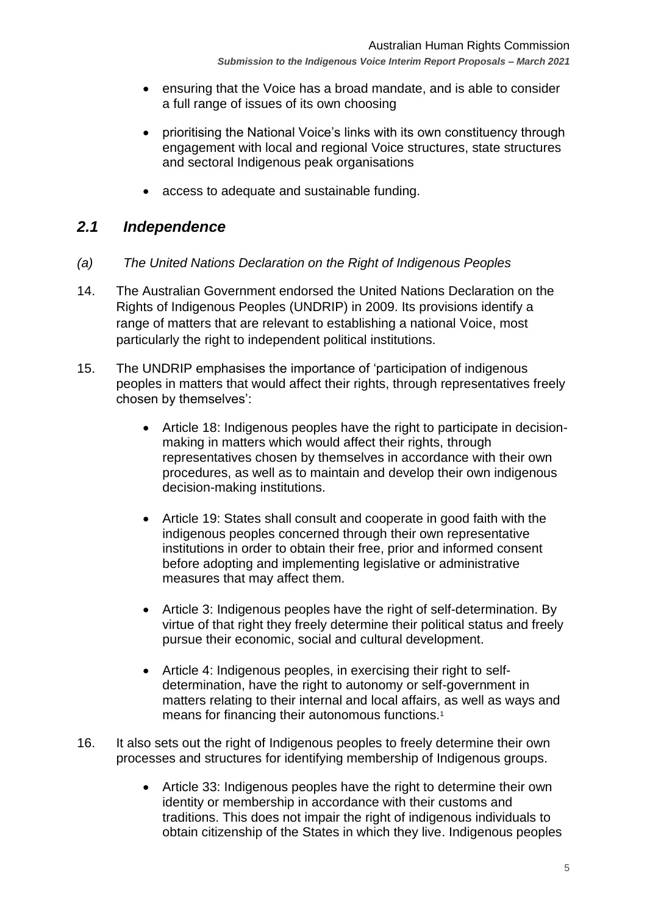- ensuring that the Voice has a broad mandate, and is able to consider a full range of issues of its own choosing
- prioritising the National Voice's links with its own constituency through engagement with local and regional Voice structures, state structures and sectoral Indigenous peak organisations
- access to adequate and sustainable funding.

## *2.1 Independence*

*(a) The United Nations Declaration on the Right of Indigenous Peoples*

14. The Australian Government endorsed the United Nations Declaration on the Rights of Indigenous Peoples (UNDRIP) in 2009. Its provisions identify a range of matters that are relevant to establishing a national Voice, most particularly the right to independent political institutions.

15. The UNDRIP emphasises the importance of 'participation of indigenous peoples in matters that would affect their rights, through representatives freely chosen by themselves':

    - Article 18: Indigenous peoples have the right to participate in decision-making in matters which would affect their rights, through representatives chosen by themselves in accordance with their own procedures, as well as to maintain and develop their own indigenous decision-making institutions.
    - Article 19: States shall consult and cooperate in good faith with the indigenous peoples concerned through their own representative institutions in order to obtain their free, prior and informed consent before adopting and implementing legislative or administrative measures that may affect them.
    - Article 3: Indigenous peoples have the right of self-determination. By virtue of that right they freely determine their political status and freely pursue their economic, social and cultural development.
    - Article 4: Indigenous peoples, in exercising their right to self-determination, have the right to autonomy or self-government in matters relating to their internal and local affairs, as well as ways and means for financing their autonomous functions.[1]

16. It also sets out the right of Indigenous peoples to freely determine their own processes and structures for identifying membership of Indigenous groups.

    - Article 33: Indigenous peoples have the right to determine their own identity or membership in accordance with their customs and traditions. This does not impair the right of indigenous individuals to obtain citizenship of the States in which they live. Indigenous peoples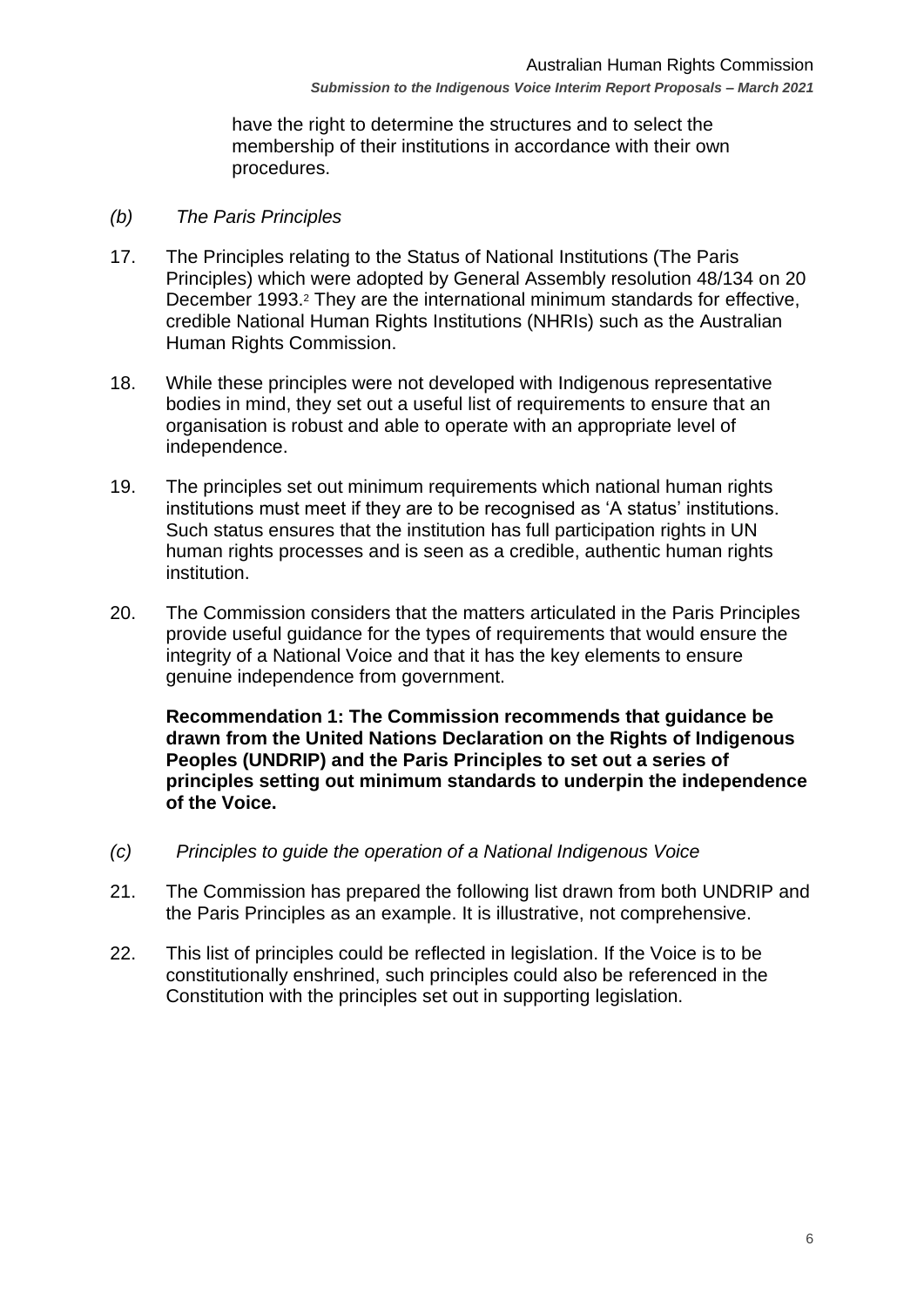have the right to determine the structures and to select the membership of their institutions in accordance with their own procedures.

*(b) The Paris Principles*

17. The Principles relating to the Status of National Institutions (The Paris Principles) which were adopted by General Assembly resolution 48/134 on 20 December 1993.[2] They are the international minimum standards for effective, credible National Human Rights Institutions (NHRIs) such as the Australian Human Rights Commission.

18. While these principles were not developed with Indigenous representative bodies in mind, they set out a useful list of requirements to ensure that an organisation is robust and able to operate with an appropriate level of independence.

19. The principles set out minimum requirements which national human rights institutions must meet if they are to be recognised as 'A status' institutions. Such status ensures that the institution has full participation rights in UN human rights processes and is seen as a credible, authentic human rights institution.

20. The Commission considers that the matters articulated in the Paris Principles provide useful guidance for the types of requirements that would ensure the integrity of a National Voice and that it has the key elements to ensure genuine independence from government.

**Recommendation 1: The Commission recommends that guidance be drawn from the United Nations Declaration on the Rights of Indigenous Peoples (UNDRIP) and the Paris Principles to set out a series of principles setting out minimum standards to underpin the independence of the Voice.**

*(c) Principles to guide the operation of a National Indigenous Voice*

21. The Commission has prepared the following list drawn from both UNDRIP and the Paris Principles as an example. It is illustrative, not comprehensive.

22. This list of principles could be reflected in legislation. If the Voice is to be constitutionally enshrined, such principles could also be referenced in the Constitution with the principles set out in supporting legislation.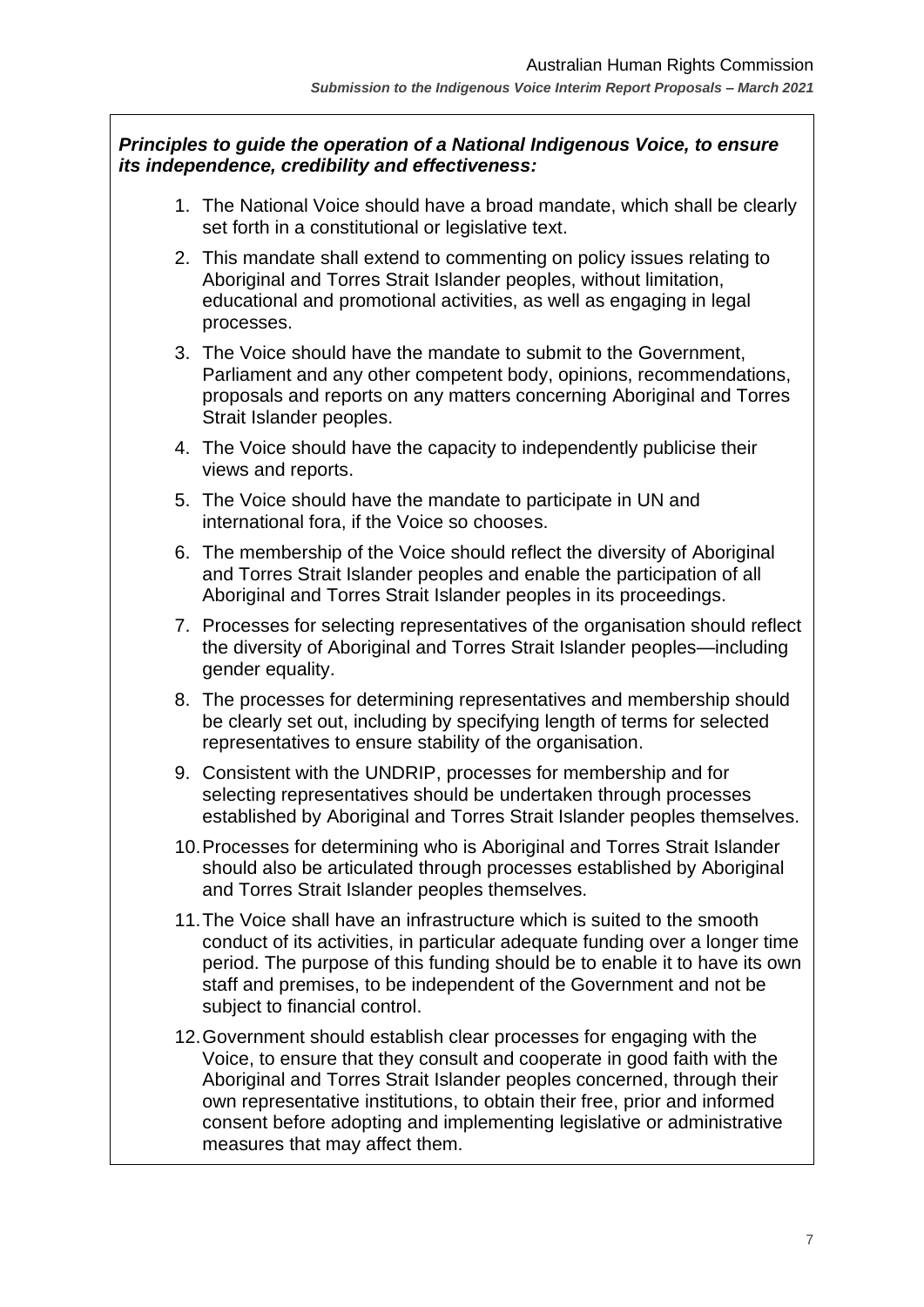***Principles to guide the operation of a National Indigenous Voice, to ensure its independence, credibility and effectiveness:***

1. The National Voice should have a broad mandate, which shall be clearly set forth in a constitutional or legislative text.
2. This mandate shall extend to commenting on policy issues relating to Aboriginal and Torres Strait Islander peoples, without limitation, educational and promotional activities, as well as engaging in legal processes.
3. The Voice should have the mandate to submit to the Government, Parliament and any other competent body, opinions, recommendations, proposals and reports on any matters concerning Aboriginal and Torres Strait Islander peoples.
4. The Voice should have the capacity to independently publicise their views and reports.
5. The Voice should have the mandate to participate in UN and international fora, if the Voice so chooses.
6. The membership of the Voice should reflect the diversity of Aboriginal and Torres Strait Islander peoples and enable the participation of all Aboriginal and Torres Strait Islander peoples in its proceedings.
7. Processes for selecting representatives of the organisation should reflect the diversity of Aboriginal and Torres Strait Islander peoples—including gender equality.
8. The processes for determining representatives and membership should be clearly set out, including by specifying length of terms for selected representatives to ensure stability of the organisation.
9. Consistent with the UNDRIP, processes for membership and for selecting representatives should be undertaken through processes established by Aboriginal and Torres Strait Islander peoples themselves.
10. Processes for determining who is Aboriginal and Torres Strait Islander should also be articulated through processes established by Aboriginal and Torres Strait Islander peoples themselves.
11. The Voice shall have an infrastructure which is suited to the smooth conduct of its activities, in particular adequate funding over a longer time period. The purpose of this funding should be to enable it to have its own staff and premises, to be independent of the Government and not be subject to financial control.
12. Government should establish clear processes for engaging with the Voice, to ensure that they consult and cooperate in good faith with the Aboriginal and Torres Strait Islander peoples concerned, through their own representative institutions, to obtain their free, prior and informed consent before adopting and implementing legislative or administrative measures that may affect them.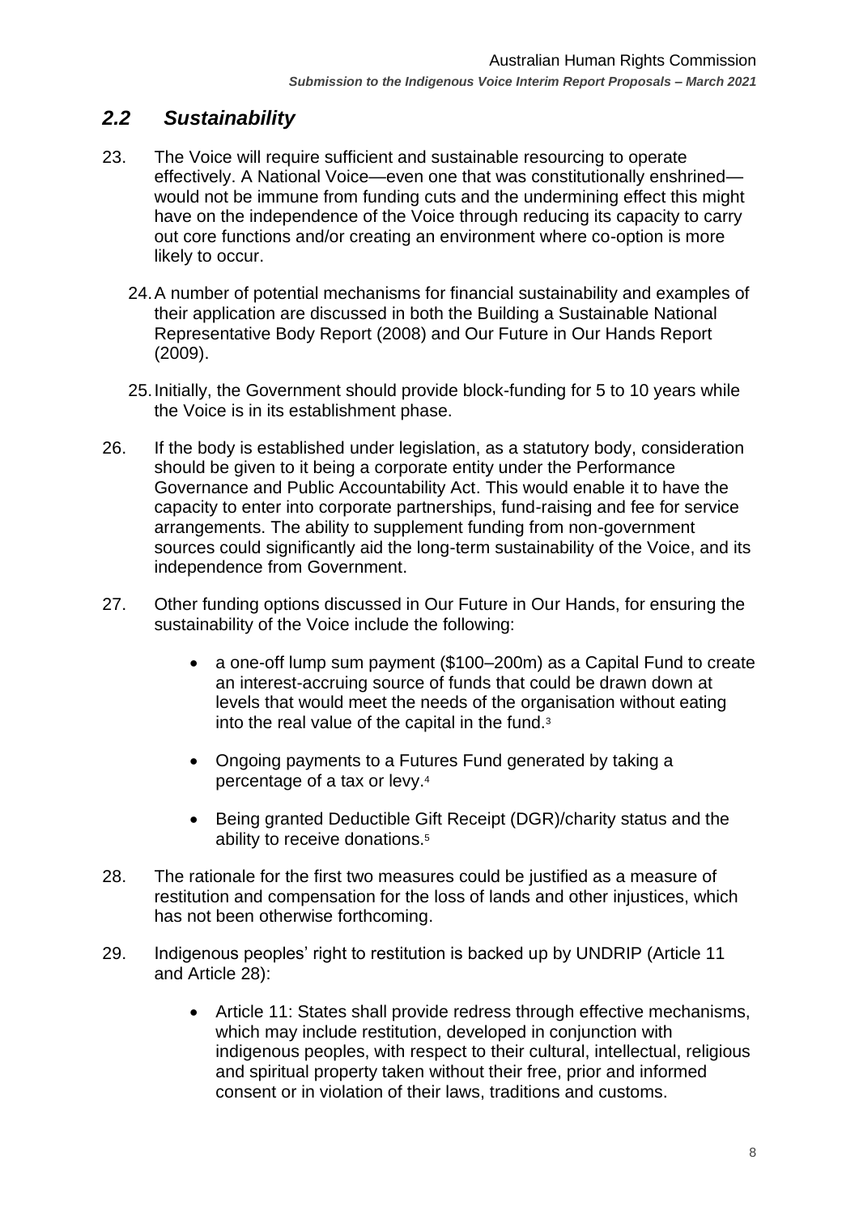## *2.2 Sustainability*

23. The Voice will require sufficient and sustainable resourcing to operate effectively. A National Voice—even one that was constitutionally enshrined—would not be immune from funding cuts and the undermining effect this might have on the independence of the Voice through reducing its capacity to carry out core functions and/or creating an environment where co-option is more likely to occur.

24. A number of potential mechanisms for financial sustainability and examples of their application are discussed in both the Building a Sustainable National Representative Body Report (2008) and Our Future in Our Hands Report (2009).

25. Initially, the Government should provide block-funding for 5 to 10 years while the Voice is in its establishment phase.

26. If the body is established under legislation, as a statutory body, consideration should be given to it being a corporate entity under the Performance Governance and Public Accountability Act. This would enable it to have the capacity to enter into corporate partnerships, fund-raising and fee for service arrangements. The ability to supplement funding from non-government sources could significantly aid the long-term sustainability of the Voice, and its independence from Government.

27. Other funding options discussed in Our Future in Our Hands, for ensuring the sustainability of the Voice include the following:

    - a one-off lump sum payment ($100–200m) as a Capital Fund to create an interest-accruing source of funds that could be drawn down at levels that would meet the needs of the organisation without eating into the real value of the capital in the fund.[3]
    - Ongoing payments to a Futures Fund generated by taking a percentage of a tax or levy.[4]
    - Being granted Deductible Gift Receipt (DGR)/charity status and the ability to receive donations.[5]

28. The rationale for the first two measures could be justified as a measure of restitution and compensation for the loss of lands and other injustices, which has not been otherwise forthcoming.

29. Indigenous peoples' right to restitution is backed up by UNDRIP (Article 11 and Article 28):

    - Article 11: States shall provide redress through effective mechanisms, which may include restitution, developed in conjunction with indigenous peoples, with respect to their cultural, intellectual, religious and spiritual property taken without their free, prior and informed consent or in violation of their laws, traditions and customs.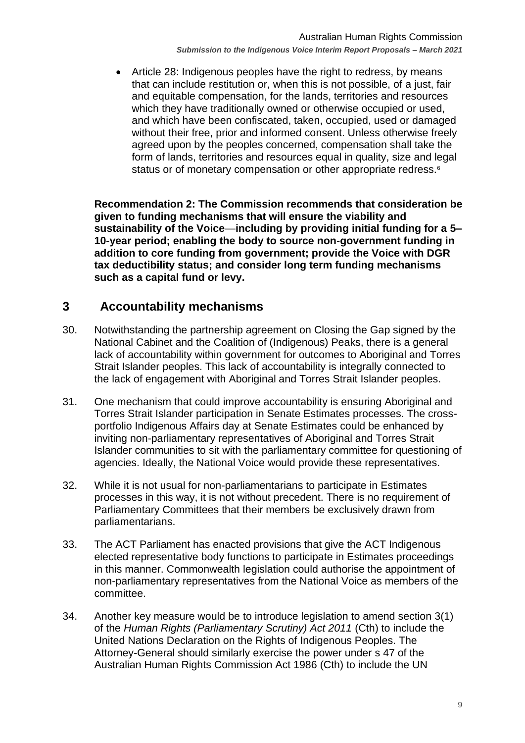- Article 28: Indigenous peoples have the right to redress, by means that can include restitution or, when this is not possible, of a just, fair and equitable compensation, for the lands, territories and resources which they have traditionally owned or otherwise occupied or used, and which have been confiscated, taken, occupied, used or damaged without their free, prior and informed consent. Unless otherwise freely agreed upon by the peoples concerned, compensation shall take the form of lands, territories and resources equal in quality, size and legal status or of monetary compensation or other appropriate redress.[6]

**Recommendation 2: The Commission recommends that consideration be given to funding mechanisms that will ensure the viability and sustainability of the Voice—including by providing initial funding for a 5–10-year period; enabling the body to source non-government funding in addition to core funding from government; provide the Voice with DGR tax deductibility status; and consider long term funding mechanisms such as a capital fund or levy.**

## 3 Accountability mechanisms

30. Notwithstanding the partnership agreement on Closing the Gap signed by the National Cabinet and the Coalition of (Indigenous) Peaks, there is a general lack of accountability within government for outcomes to Aboriginal and Torres Strait Islander peoples. This lack of accountability is integrally connected to the lack of engagement with Aboriginal and Torres Strait Islander peoples.

31. One mechanism that could improve accountability is ensuring Aboriginal and Torres Strait Islander participation in Senate Estimates processes. The cross-portfolio Indigenous Affairs day at Senate Estimates could be enhanced by inviting non-parliamentary representatives of Aboriginal and Torres Strait Islander communities to sit with the parliamentary committee for questioning of agencies. Ideally, the National Voice would provide these representatives.

32. While it is not usual for non-parliamentarians to participate in Estimates processes in this way, it is not without precedent. There is no requirement of Parliamentary Committees that their members be exclusively drawn from parliamentarians.

33. The ACT Parliament has enacted provisions that give the ACT Indigenous elected representative body functions to participate in Estimates proceedings in this manner. Commonwealth legislation could authorise the appointment of non-parliamentary representatives from the National Voice as members of the committee.

34. Another key measure would be to introduce legislation to amend section 3(1) of the *Human Rights (Parliamentary Scrutiny) Act 2011* (Cth) to include the United Nations Declaration on the Rights of Indigenous Peoples. The Attorney-General should similarly exercise the power under s 47 of the Australian Human Rights Commission Act 1986 (Cth) to include the UN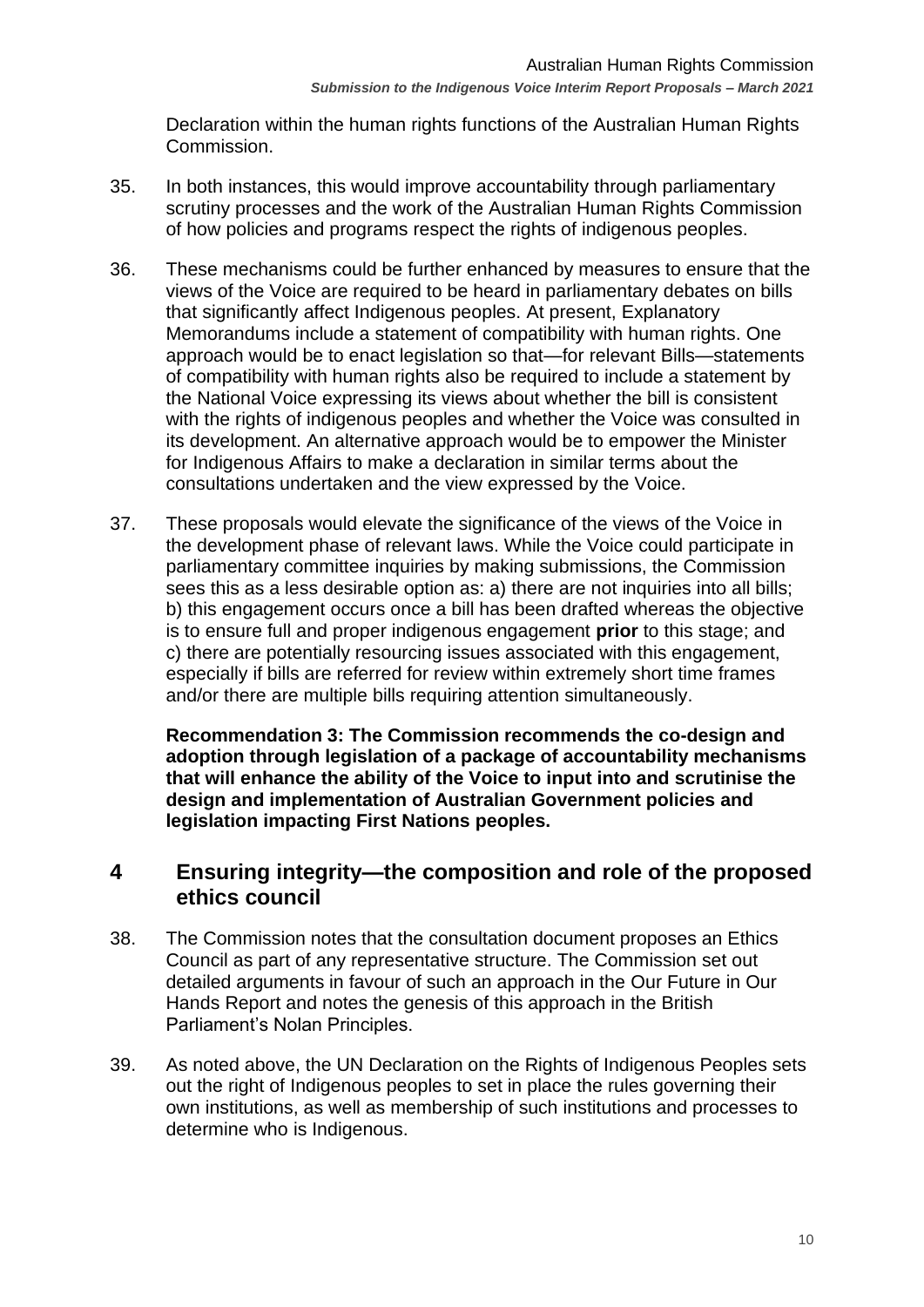Declaration within the human rights functions of the Australian Human Rights Commission.

35. In both instances, this would improve accountability through parliamentary scrutiny processes and the work of the Australian Human Rights Commission of how policies and programs respect the rights of indigenous peoples.

36. These mechanisms could be further enhanced by measures to ensure that the views of the Voice are required to be heard in parliamentary debates on bills that significantly affect Indigenous peoples. At present, Explanatory Memorandums include a statement of compatibility with human rights. One approach would be to enact legislation so that—for relevant Bills—statements of compatibility with human rights also be required to include a statement by the National Voice expressing its views about whether the bill is consistent with the rights of indigenous peoples and whether the Voice was consulted in its development. An alternative approach would be to empower the Minister for Indigenous Affairs to make a declaration in similar terms about the consultations undertaken and the view expressed by the Voice.

37. These proposals would elevate the significance of the views of the Voice in the development phase of relevant laws. While the Voice could participate in parliamentary committee inquiries by making submissions, the Commission sees this as a less desirable option as: a) there are not inquiries into all bills; b) this engagement occurs once a bill has been drafted whereas the objective is to ensure full and proper indigenous engagement **prior** to this stage; and c) there are potentially resourcing issues associated with this engagement, especially if bills are referred for review within extremely short time frames and/or there are multiple bills requiring attention simultaneously.

**Recommendation 3: The Commission recommends the co-design and adoption through legislation of a package of accountability mechanisms that will enhance the ability of the Voice to input into and scrutinise the design and implementation of Australian Government policies and legislation impacting First Nations peoples.**

# 4 Ensuring integrity—the composition and role of the proposed ethics council

38. The Commission notes that the consultation document proposes an Ethics Council as part of any representative structure. The Commission set out detailed arguments in favour of such an approach in the Our Future in Our Hands Report and notes the genesis of this approach in the British Parliament's Nolan Principles.

39. As noted above, the UN Declaration on the Rights of Indigenous Peoples sets out the right of Indigenous peoples to set in place the rules governing their own institutions, as well as membership of such institutions and processes to determine who is Indigenous.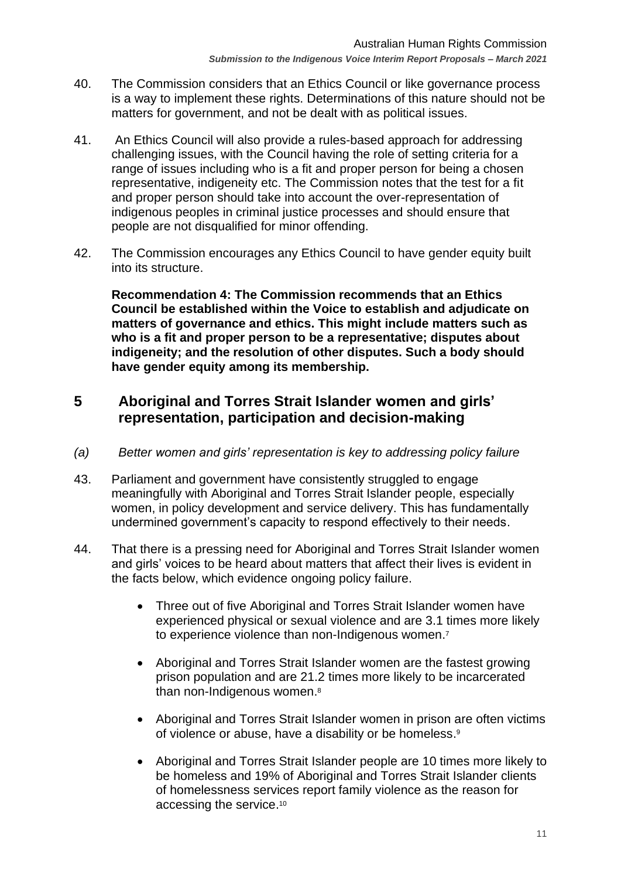40. The Commission considers that an Ethics Council or like governance process is a way to implement these rights. Determinations of this nature should not be matters for government, and not be dealt with as political issues.

41. An Ethics Council will also provide a rules-based approach for addressing challenging issues, with the Council having the role of setting criteria for a range of issues including who is a fit and proper person for being a chosen representative, indigeneity etc. The Commission notes that the test for a fit and proper person should take into account the over-representation of indigenous peoples in criminal justice processes and should ensure that people are not disqualified for minor offending.

42. The Commission encourages any Ethics Council to have gender equity built into its structure.

**Recommendation 4: The Commission recommends that an Ethics Council be established within the Voice to establish and adjudicate on matters of governance and ethics. This might include matters such as who is a fit and proper person to be a representative; disputes about indigeneity; and the resolution of other disputes. Such a body should have gender equity among its membership.**

## 5 Aboriginal and Torres Strait Islander women and girls' representation, participation and decision-making

*(a) Better women and girls' representation is key to addressing policy failure*

43. Parliament and government have consistently struggled to engage meaningfully with Aboriginal and Torres Strait Islander people, especially women, in policy development and service delivery. This has fundamentally undermined government's capacity to respond effectively to their needs.

44. That there is a pressing need for Aboriginal and Torres Strait Islander women and girls' voices to be heard about matters that affect their lives is evident in the facts below, which evidence ongoing policy failure.

- Three out of five Aboriginal and Torres Strait Islander women have experienced physical or sexual violence and are 3.1 times more likely to experience violence than non-Indigenous women.[7]

- Aboriginal and Torres Strait Islander women are the fastest growing prison population and are 21.2 times more likely to be incarcerated than non-Indigenous women.[8]

- Aboriginal and Torres Strait Islander women in prison are often victims of violence or abuse, have a disability or be homeless.[9]

- Aboriginal and Torres Strait Islander people are 10 times more likely to be homeless and 19% of Aboriginal and Torres Strait Islander clients of homelessness services report family violence as the reason for accessing the service.[10]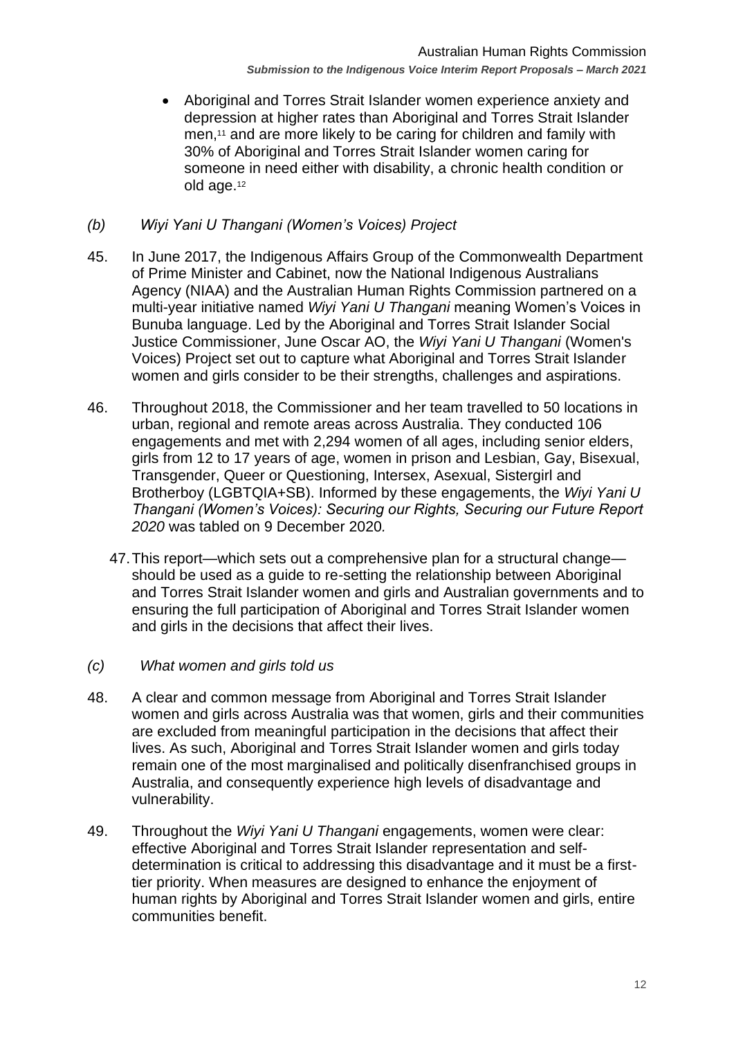- Aboriginal and Torres Strait Islander women experience anxiety and depression at higher rates than Aboriginal and Torres Strait Islander men,[11] and are more likely to be caring for children and family with 30% of Aboriginal and Torres Strait Islander women caring for someone in need either with disability, a chronic health condition or old age.[12]

### *(b) Wiyi Yani U Thangani (Women's Voices) Project*

45. In June 2017, the Indigenous Affairs Group of the Commonwealth Department of Prime Minister and Cabinet, now the National Indigenous Australians Agency (NIAA) and the Australian Human Rights Commission partnered on a multi-year initiative named *Wiyi Yani U Thangani* meaning Women's Voices in Bunuba language. Led by the Aboriginal and Torres Strait Islander Social Justice Commissioner, June Oscar AO, the *Wiyi Yani U Thangani* (Women's Voices) Project set out to capture what Aboriginal and Torres Strait Islander women and girls consider to be their strengths, challenges and aspirations.

46. Throughout 2018, the Commissioner and her team travelled to 50 locations in urban, regional and remote areas across Australia. They conducted 106 engagements and met with 2,294 women of all ages, including senior elders, girls from 12 to 17 years of age, women in prison and Lesbian, Gay, Bisexual, Transgender, Queer or Questioning, Intersex, Asexual, Sistergirl and Brotherboy (LGBTQIA+SB). Informed by these engagements, the *Wiyi Yani U Thangani (Women's Voices): Securing our Rights, Securing our Future Report 2020* was tabled on 9 December 2020.

47. This report—which sets out a comprehensive plan for a structural change—should be used as a guide to re-setting the relationship between Aboriginal and Torres Strait Islander women and girls and Australian governments and to ensuring the full participation of Aboriginal and Torres Strait Islander women and girls in the decisions that affect their lives.

### *(c) What women and girls told us*

48. A clear and common message from Aboriginal and Torres Strait Islander women and girls across Australia was that women, girls and their communities are excluded from meaningful participation in the decisions that affect their lives. As such, Aboriginal and Torres Strait Islander women and girls today remain one of the most marginalised and politically disenfranchised groups in Australia, and consequently experience high levels of disadvantage and vulnerability.

49. Throughout the *Wiyi Yani U Thangani* engagements, women were clear: effective Aboriginal and Torres Strait Islander representation and self-determination is critical to addressing this disadvantage and it must be a first-tier priority. When measures are designed to enhance the enjoyment of human rights by Aboriginal and Torres Strait Islander women and girls, entire communities benefit.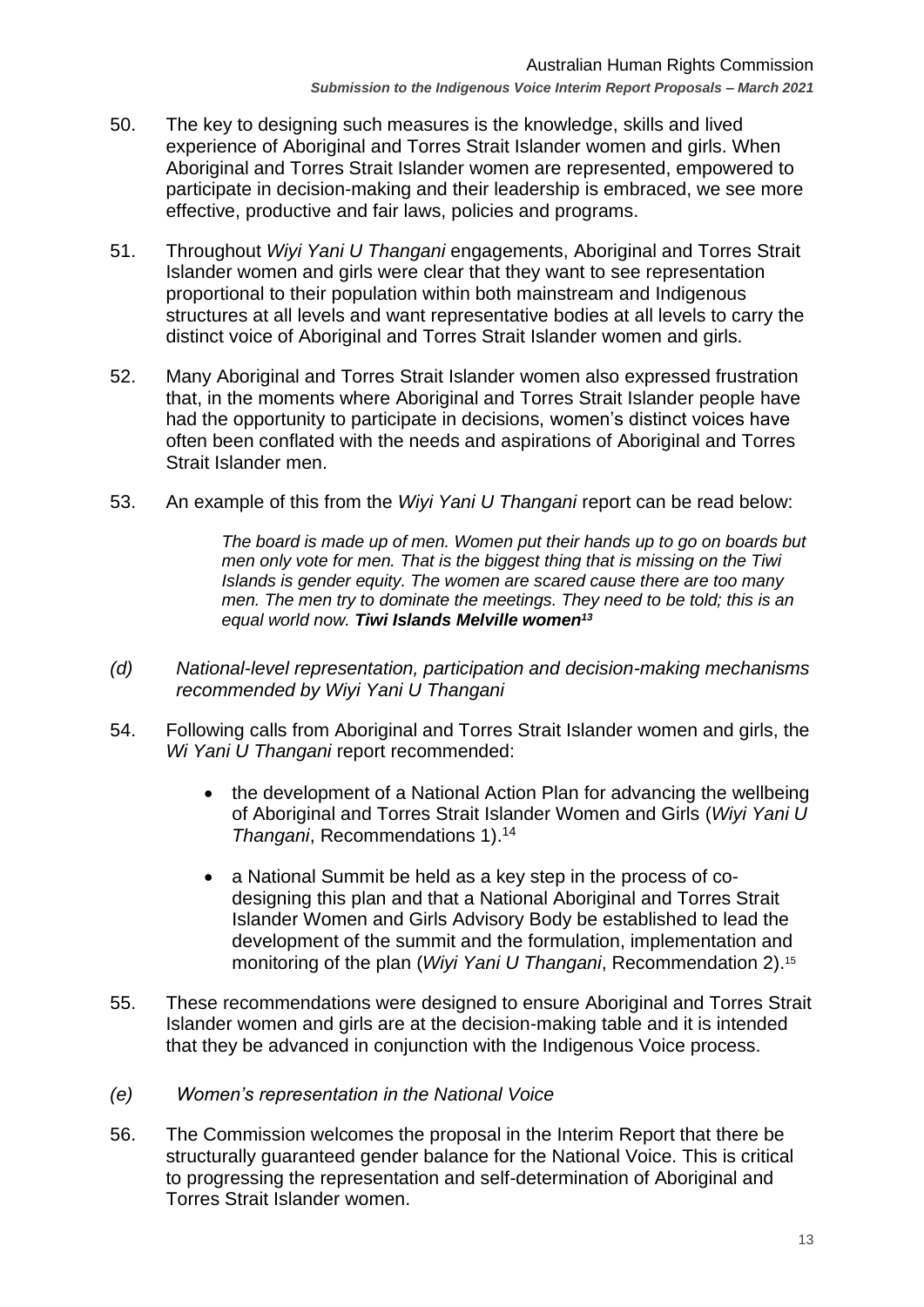50. The key to designing such measures is the knowledge, skills and lived experience of Aboriginal and Torres Strait Islander women and girls. When Aboriginal and Torres Strait Islander women are represented, empowered to participate in decision-making and their leadership is embraced, we see more effective, productive and fair laws, policies and programs.

51. Throughout *Wiyi Yani U Thangani* engagements, Aboriginal and Torres Strait Islander women and girls were clear that they want to see representation proportional to their population within both mainstream and Indigenous structures at all levels and want representative bodies at all levels to carry the distinct voice of Aboriginal and Torres Strait Islander women and girls.

52. Many Aboriginal and Torres Strait Islander women also expressed frustration that, in the moments where Aboriginal and Torres Strait Islander people have had the opportunity to participate in decisions, women's distinct voices have often been conflated with the needs and aspirations of Aboriginal and Torres Strait Islander men.

53. An example of this from the *Wiyi Yani U Thangani* report can be read below:

> *The board is made up of men. Women put their hands up to go on boards but men only vote for men. That is the biggest thing that is missing on the Tiwi Islands is gender equity. The women are scared cause there are too many men. The men try to dominate the meetings. They need to be told; this is an equal world now.* ***Tiwi Islands Melville women***[13]

### *(d) National-level representation, participation and decision-making mechanisms recommended by Wiyi Yani U Thangani*

54. Following calls from Aboriginal and Torres Strait Islander women and girls, the *Wi Yani U Thangani* report recommended:

    - the development of a National Action Plan for advancing the wellbeing of Aboriginal and Torres Strait Islander Women and Girls (*Wiyi Yani U Thangani*, Recommendations 1).[14]

    - a National Summit be held as a key step in the process of co-designing this plan and that a National Aboriginal and Torres Strait Islander Women and Girls Advisory Body be established to lead the development of the summit and the formulation, implementation and monitoring of the plan (*Wiyi Yani U Thangani*, Recommendation 2).[15]

55. These recommendations were designed to ensure Aboriginal and Torres Strait Islander women and girls are at the decision-making table and it is intended that they be advanced in conjunction with the Indigenous Voice process.

### *(e) Women's representation in the National Voice*

56. The Commission welcomes the proposal in the Interim Report that there be structurally guaranteed gender balance for the National Voice. This is critical to progressing the representation and self-determination of Aboriginal and Torres Strait Islander women.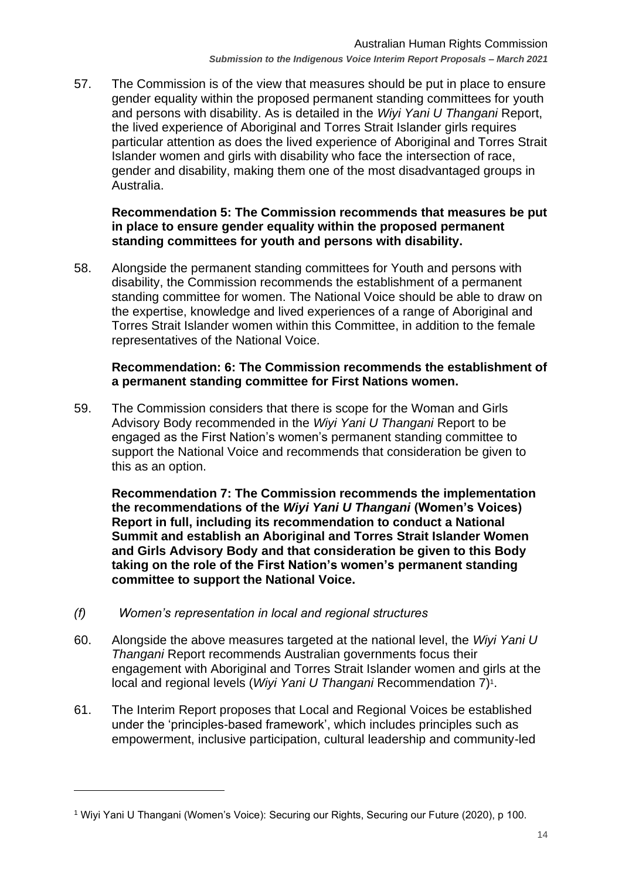57. The Commission is of the view that measures should be put in place to ensure gender equality within the proposed permanent standing committees for youth and persons with disability. As is detailed in the *Wiyi Yani U Thangani* Report, the lived experience of Aboriginal and Torres Strait Islander girls requires particular attention as does the lived experience of Aboriginal and Torres Strait Islander women and girls with disability who face the intersection of race, gender and disability, making them one of the most disadvantaged groups in Australia.

**Recommendation 5: The Commission recommends that measures be put in place to ensure gender equality within the proposed permanent standing committees for youth and persons with disability.**

58. Alongside the permanent standing committees for Youth and persons with disability, the Commission recommends the establishment of a permanent standing committee for women. The National Voice should be able to draw on the expertise, knowledge and lived experiences of a range of Aboriginal and Torres Strait Islander women within this Committee, in addition to the female representatives of the National Voice.

**Recommendation: 6: The Commission recommends the establishment of a permanent standing committee for First Nations women.**

59. The Commission considers that there is scope for the Woman and Girls Advisory Body recommended in the *Wiyi Yani U Thangani* Report to be engaged as the First Nation's women's permanent standing committee to support the National Voice and recommends that consideration be given to this as an option.

**Recommendation 7: The Commission recommends the implementation the recommendations of the *Wiyi Yani U Thangani* (Women's Voices) Report in full, including its recommendation to conduct a National Summit and establish an Aboriginal and Torres Strait Islander Women and Girls Advisory Body and that consideration be given to this Body taking on the role of the First Nation's women's permanent standing committee to support the National Voice.**

*(f) Women's representation in local and regional structures*

60. Alongside the above measures targeted at the national level, the *Wiyi Yani U Thangani* Report recommends Australian governments focus their engagement with Aboriginal and Torres Strait Islander women and girls at the local and regional levels (*Wiyi Yani U Thangani* Recommendation 7)[1].

61. The Interim Report proposes that Local and Regional Voices be established under the 'principles-based framework', which includes principles such as empowerment, inclusive participation, cultural leadership and community-led

[1] Wiyi Yani U Thangani (Women's Voice): Securing our Rights, Securing our Future (2020), p 100.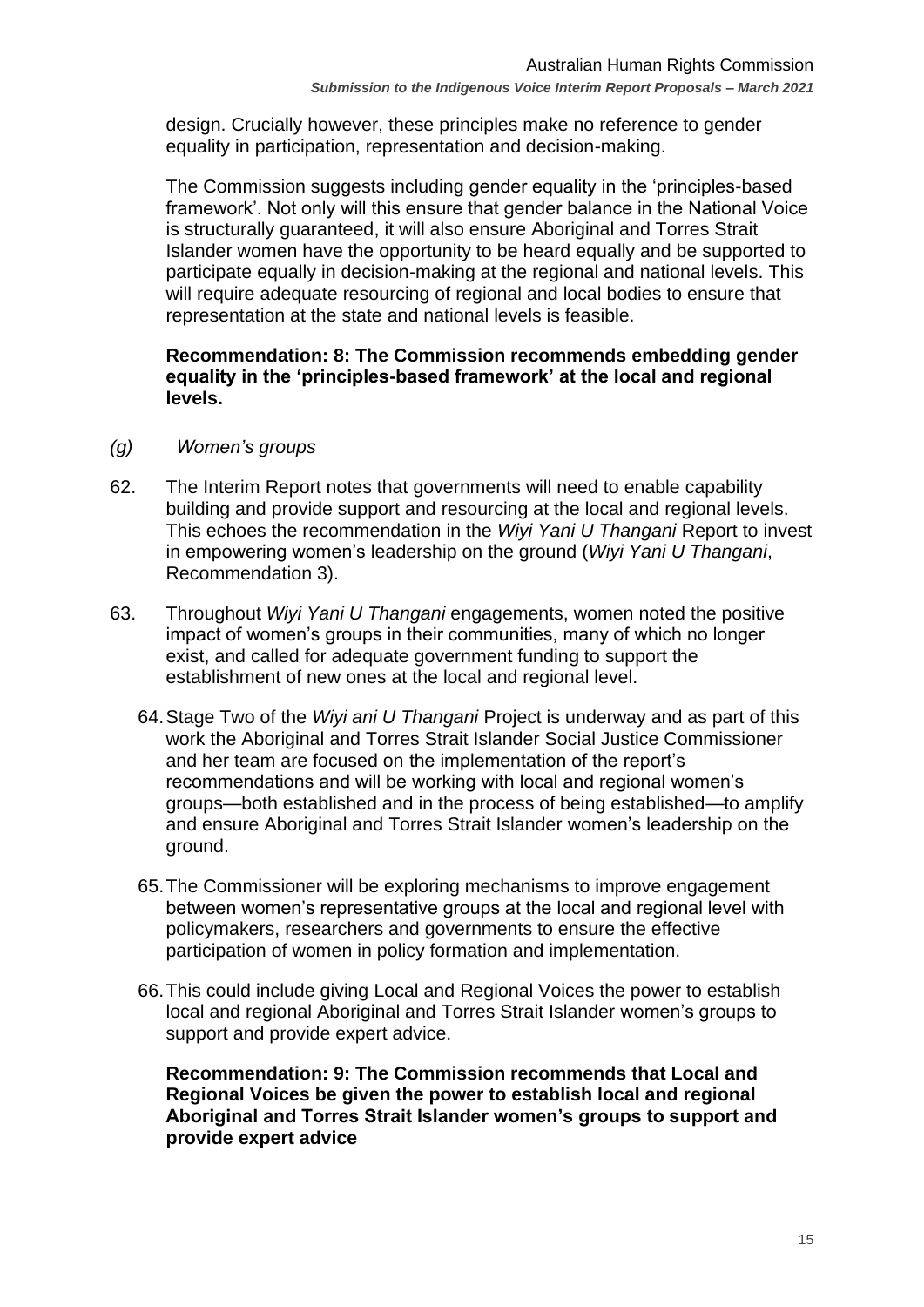design. Crucially however, these principles make no reference to gender equality in participation, representation and decision-making.

The Commission suggests including gender equality in the 'principles-based framework'. Not only will this ensure that gender balance in the National Voice is structurally guaranteed, it will also ensure Aboriginal and Torres Strait Islander women have the opportunity to be heard equally and be supported to participate equally in decision-making at the regional and national levels. This will require adequate resourcing of regional and local bodies to ensure that representation at the state and national levels is feasible.

**Recommendation: 8: The Commission recommends embedding gender equality in the 'principles-based framework' at the local and regional levels.**

*(g) Women's groups*

62. The Interim Report notes that governments will need to enable capability building and provide support and resourcing at the local and regional levels. This echoes the recommendation in the *Wiyi Yani U Thangani* Report to invest in empowering women's leadership on the ground (*Wiyi Yani U Thangani*, Recommendation 3).

63. Throughout *Wiyi Yani U Thangani* engagements, women noted the positive impact of women's groups in their communities, many of which no longer exist, and called for adequate government funding to support the establishment of new ones at the local and regional level.

64. Stage Two of the *Wiyi ani U Thangani* Project is underway and as part of this work the Aboriginal and Torres Strait Islander Social Justice Commissioner and her team are focused on the implementation of the report's recommendations and will be working with local and regional women's groups—both established and in the process of being established—to amplify and ensure Aboriginal and Torres Strait Islander women's leadership on the ground.

65. The Commissioner will be exploring mechanisms to improve engagement between women's representative groups at the local and regional level with policymakers, researchers and governments to ensure the effective participation of women in policy formation and implementation.

66. This could include giving Local and Regional Voices the power to establish local and regional Aboriginal and Torres Strait Islander women's groups to support and provide expert advice.

**Recommendation: 9: The Commission recommends that Local and Regional Voices be given the power to establish local and regional Aboriginal and Torres Strait Islander women's groups to support and provide expert advice**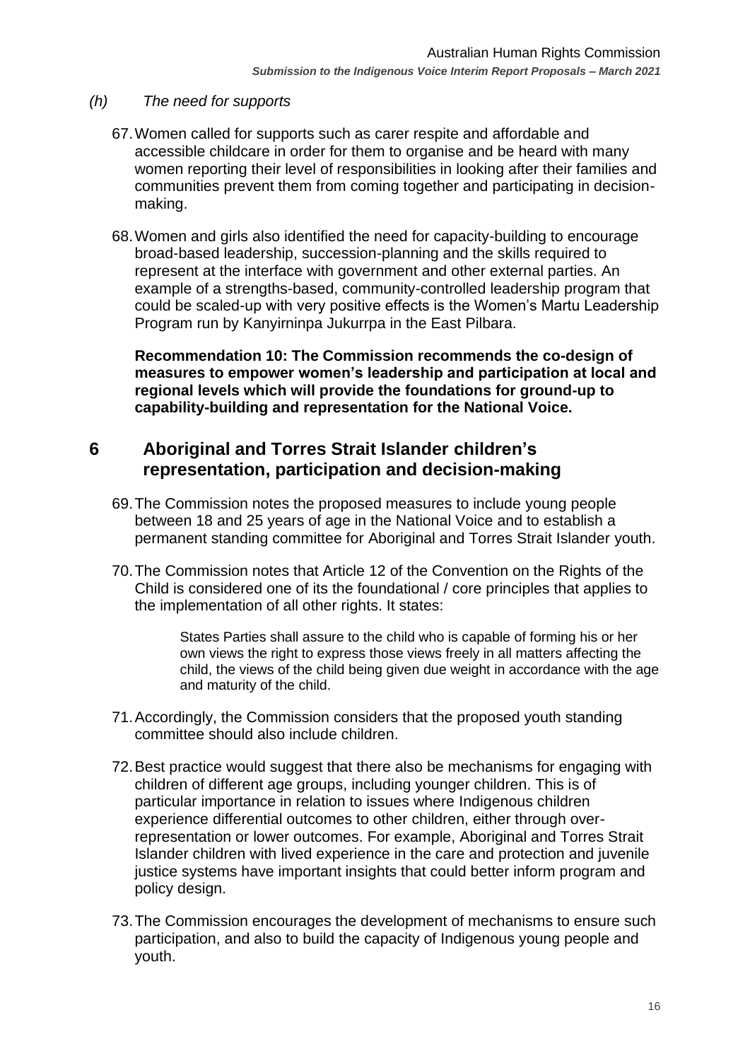*(h) The need for supports*

67. Women called for supports such as carer respite and affordable and accessible childcare in order for them to organise and be heard with many women reporting their level of responsibilities in looking after their families and communities prevent them from coming together and participating in decision-making.

68. Women and girls also identified the need for capacity-building to encourage broad-based leadership, succession-planning and the skills required to represent at the interface with government and other external parties. An example of a strengths-based, community-controlled leadership program that could be scaled-up with very positive effects is the Women's Martu Leadership Program run by Kanyirninpa Jukurrpa in the East Pilbara.

**Recommendation 10: The Commission recommends the co-design of measures to empower women's leadership and participation at local and regional levels which will provide the foundations for ground-up to capability-building and representation for the National Voice.**

# 6 Aboriginal and Torres Strait Islander children's representation, participation and decision-making

69. The Commission notes the proposed measures to include young people between 18 and 25 years of age in the National Voice and to establish a permanent standing committee for Aboriginal and Torres Strait Islander youth.

70. The Commission notes that Article 12 of the Convention on the Rights of the Child is considered one of its the foundational / core principles that applies to the implementation of all other rights. It states:

> States Parties shall assure to the child who is capable of forming his or her own views the right to express those views freely in all matters affecting the child, the views of the child being given due weight in accordance with the age and maturity of the child.

71. Accordingly, the Commission considers that the proposed youth standing committee should also include children.

72. Best practice would suggest that there also be mechanisms for engaging with children of different age groups, including younger children. This is of particular importance in relation to issues where Indigenous children experience differential outcomes to other children, either through over-representation or lower outcomes. For example, Aboriginal and Torres Strait Islander children with lived experience in the care and protection and juvenile justice systems have important insights that could better inform program and policy design.

73. The Commission encourages the development of mechanisms to ensure such participation, and also to build the capacity of Indigenous young people and youth.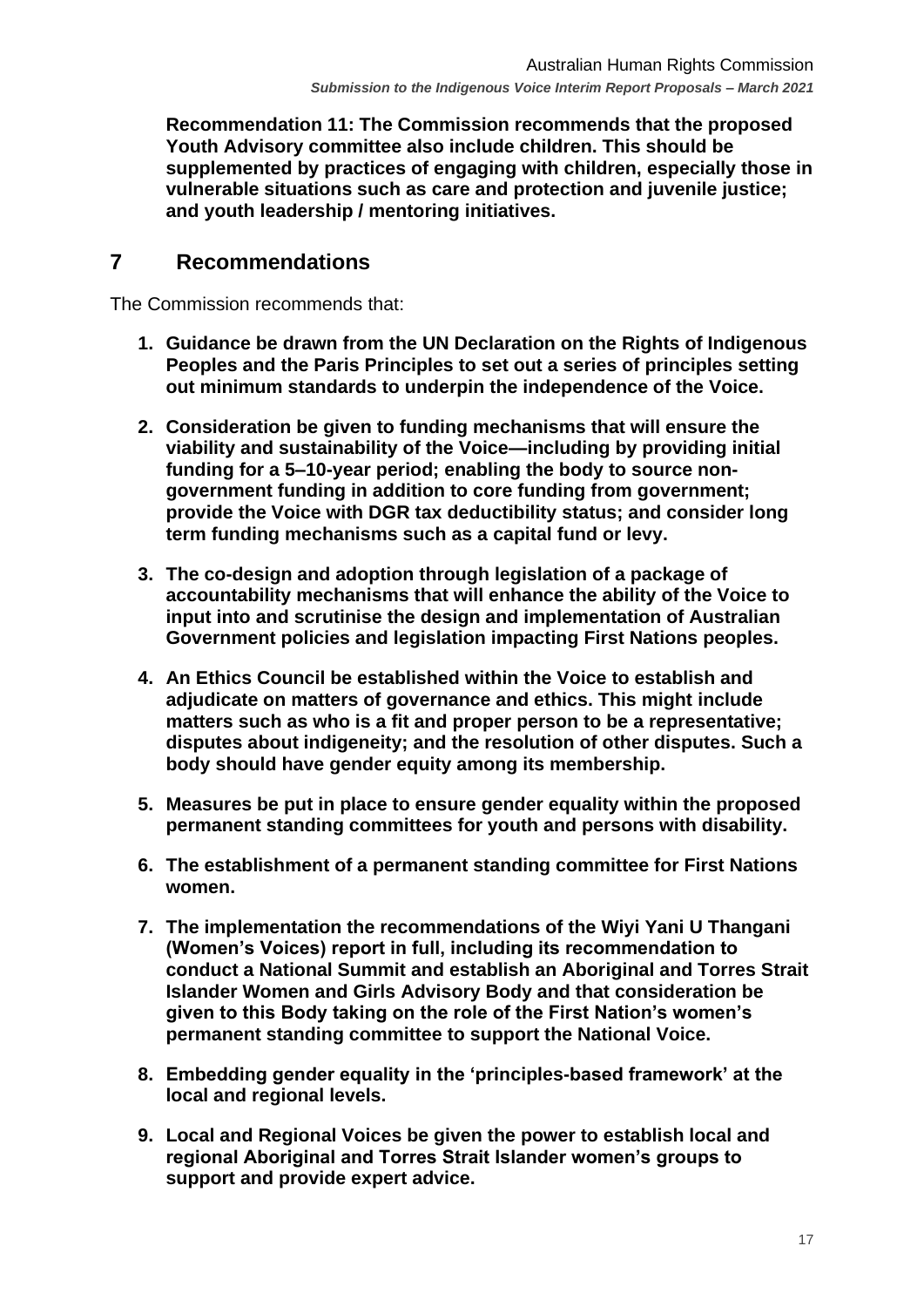**Recommendation 11: The Commission recommends that the proposed Youth Advisory committee also include children. This should be supplemented by practices of engaging with children, especially those in vulnerable situations such as care and protection and juvenile justice; and youth leadership / mentoring initiatives.**

## 7 Recommendations

The Commission recommends that:

1. **Guidance be drawn from the UN Declaration on the Rights of Indigenous Peoples and the Paris Principles to set out a series of principles setting out minimum standards to underpin the independence of the Voice.**

2. **Consideration be given to funding mechanisms that will ensure the viability and sustainability of the Voice—including by providing initial funding for a 5–10-year period; enabling the body to source non-government funding in addition to core funding from government; provide the Voice with DGR tax deductibility status; and consider long term funding mechanisms such as a capital fund or levy.**

3. **The co-design and adoption through legislation of a package of accountability mechanisms that will enhance the ability of the Voice to input into and scrutinise the design and implementation of Australian Government policies and legislation impacting First Nations peoples.**

4. **An Ethics Council be established within the Voice to establish and adjudicate on matters of governance and ethics. This might include matters such as who is a fit and proper person to be a representative; disputes about indigeneity; and the resolution of other disputes. Such a body should have gender equity among its membership.**

5. **Measures be put in place to ensure gender equality within the proposed permanent standing committees for youth and persons with disability.**

6. **The establishment of a permanent standing committee for First Nations women.**

7. **The implementation the recommendations of the Wiyi Yani U Thangani (Women's Voices) report in full, including its recommendation to conduct a National Summit and establish an Aboriginal and Torres Strait Islander Women and Girls Advisory Body and that consideration be given to this Body taking on the role of the First Nation's women's permanent standing committee to support the National Voice.**

8. **Embedding gender equality in the 'principles-based framework' at the local and regional levels.**

9. **Local and Regional Voices be given the power to establish local and regional Aboriginal and Torres Strait Islander women's groups to support and provide expert advice.**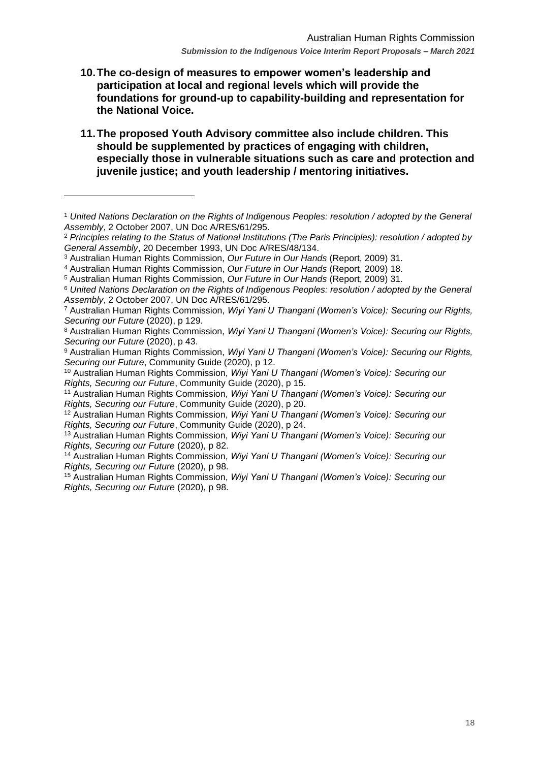**10. The co-design of measures to empower women's leadership and participation at local and regional levels which will provide the foundations for ground-up to capability-building and representation for the National Voice.**

**11. The proposed Youth Advisory committee also include children. This should be supplemented by practices of engaging with children, especially those in vulnerable situations such as care and protection and juvenile justice; and youth leadership / mentoring initiatives.**

---

[1] *United Nations Declaration on the Rights of Indigenous Peoples: resolution / adopted by the General Assembly*, 2 October 2007, UN Doc A/RES/61/295.

[2] *Principles relating to the Status of National Institutions (The Paris Principles): resolution / adopted by General Assembly*, 20 December 1993, UN Doc A/RES/48/134.

[3] Australian Human Rights Commission, *Our Future in Our Hands* (Report, 2009) 31.

[4] Australian Human Rights Commission, *Our Future in Our Hands* (Report, 2009) 18.

[5] Australian Human Rights Commission, *Our Future in Our Hands* (Report, 2009) 31.

[6] *United Nations Declaration on the Rights of Indigenous Peoples: resolution / adopted by the General Assembly*, 2 October 2007, UN Doc A/RES/61/295.

[7] Australian Human Rights Commission, *Wiyi Yani U Thangani (Women's Voice): Securing our Rights, Securing our Future* (2020), p 129.

[8] Australian Human Rights Commission, *Wiyi Yani U Thangani (Women's Voice): Securing our Rights, Securing our Future* (2020), p 43.

[9] Australian Human Rights Commission, *Wiyi Yani U Thangani (Women's Voice): Securing our Rights, Securing our Future*, Community Guide (2020), p 12.

[10] Australian Human Rights Commission, *Wiyi Yani U Thangani (Women's Voice): Securing our Rights, Securing our Future*, Community Guide (2020), p 15.

[11] Australian Human Rights Commission, *Wiyi Yani U Thangani (Women's Voice): Securing our Rights, Securing our Future*, Community Guide (2020), p 20.

[12] Australian Human Rights Commission, *Wiyi Yani U Thangani (Women's Voice): Securing our Rights, Securing our Future*, Community Guide (2020), p 24.

[13] Australian Human Rights Commission, *Wiyi Yani U Thangani (Women's Voice): Securing our Rights, Securing our Future* (2020), p 82.

[14] Australian Human Rights Commission, *Wiyi Yani U Thangani (Women's Voice): Securing our Rights, Securing our Future* (2020), p 98.

[15] Australian Human Rights Commission, *Wiyi Yani U Thangani (Women's Voice): Securing our Rights, Securing our Future* (2020), p 98.